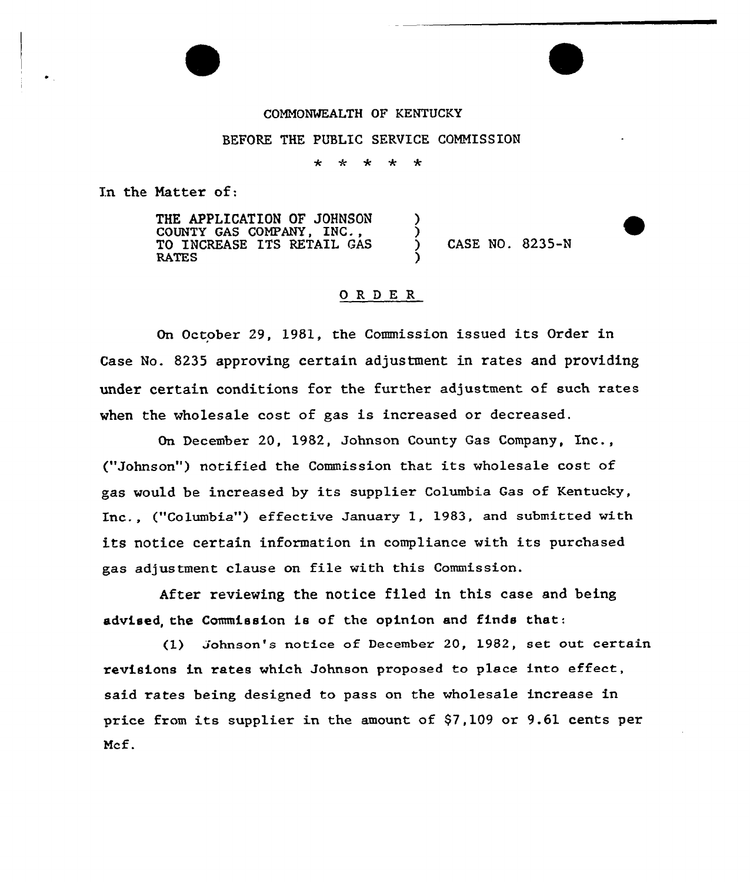COMMONWEALTH OF KENTUCKY

BEFORE THE PUBLIC SERVICE COMMISSION

\* \* \* \* \*

In the Matter of:

| | | |
|---|---|---|
| THE APPLICATION OF JOHNSON COUNTY GAS COMPANY, INC., TO INCREASE ITS RETAIL GAS RATES | ) ) ) ) | CASE NO. 8235-N |

# ORDER

On October 29, 1981, the Commission issued its Order in Case No. 8235 approving certain adjustment in rates and providing under certain conditions for the further adjustment of such rates when the wholesale cost of gas is increased or decreased.

On December 20, 1982, Johnson County Gas Company, Inc., ("Johnson") notified the Commission that its wholesale cost of gas would be increased by its supplier Columbia Gas of Kentucky, Inc., ("Columbia") effective January 1, 1983, and submitted with its notice certain information in compliance with its purchased gas adjustment clause on file with this Commission.

After reviewing the notice filed in this case and being advised, the Commission is of the opinion and finds that:

(1) Johnson's notice of December 20, 1982, set out certain revisions in rates which Johnson proposed to place into effect, said rates being designed to pass on the wholesale increase in price from its supplier in the amount of $7,109 or 9.61 cents per Mcf.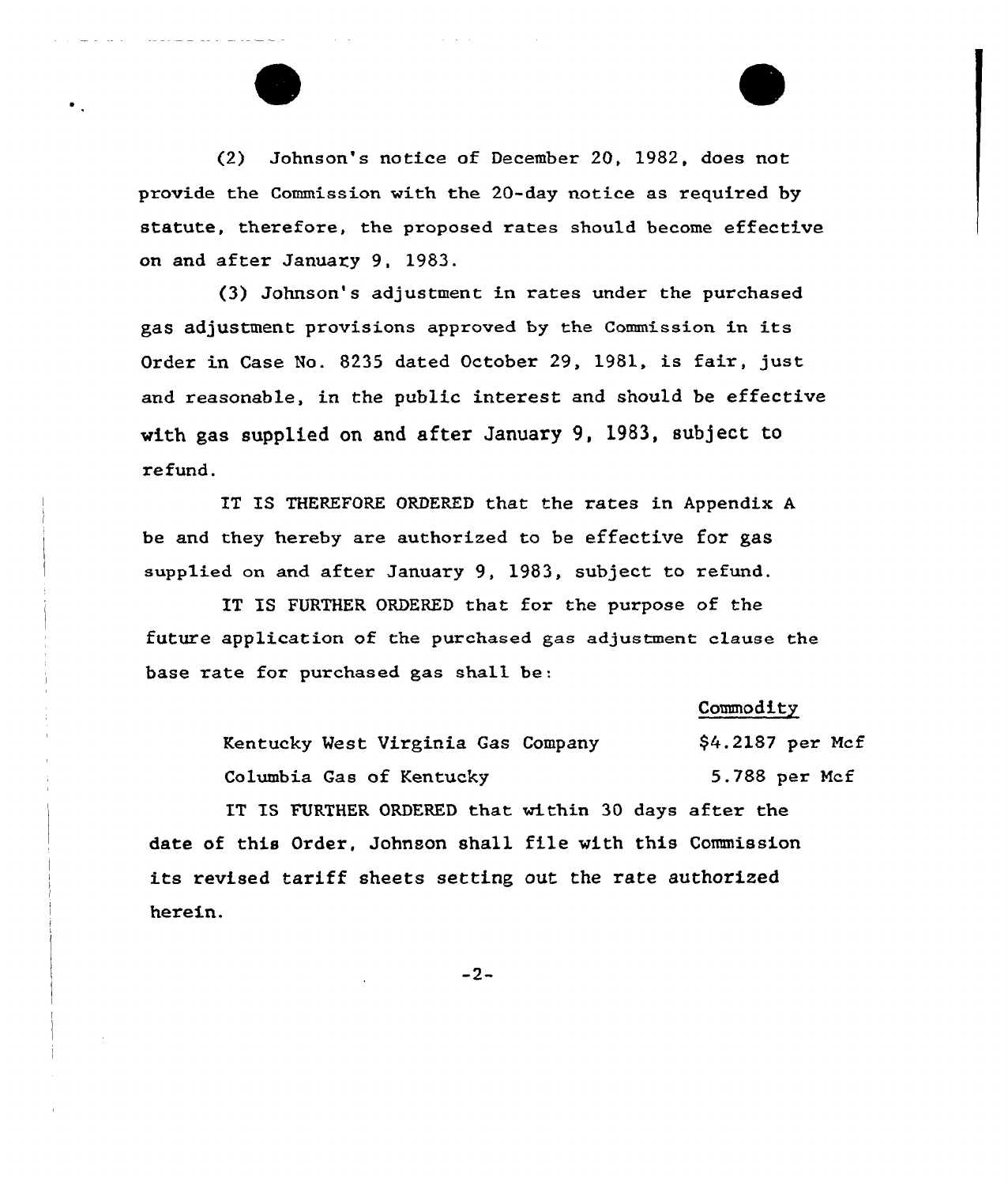(2) Johnson's notice of December 20, 1982, does not provide the Commission with the 20-day notice as required by statute, therefore, the proposed rates should become effective on and after January 9, 1983.

(3) Johnson's adjustment in rates under the purchased gas adjustment provisions approved by the Commission in its Order in Case No. 8235 dated October 29, 1981, is fair, just and reasonable, in the public interest and should be effective with gas supplied on and after January 9, 1983, subject to refund.

IT IS THEREFORE ORDERED that the rates in Appendix A be and they hereby are authorized to be effective for gas supplied on and after January 9, 1983, subject to refund.

IT IS FURTHER ORDERED that for the purpose of the future application of the purchased gas adjustment clause the base rate for purchased gas shall be:

| | Commodity |
|---|---|
| Kentucky West Virginia Gas Company | $4.2187 per Mcf |
| Columbia Gas of Kentucky | 5.788 per Mcf |

IT IS FURTHER ORDERED that within 30 days after the date of this Order, Johnson shall file with this Commission its revised tariff sheets setting out the rate authorized herein.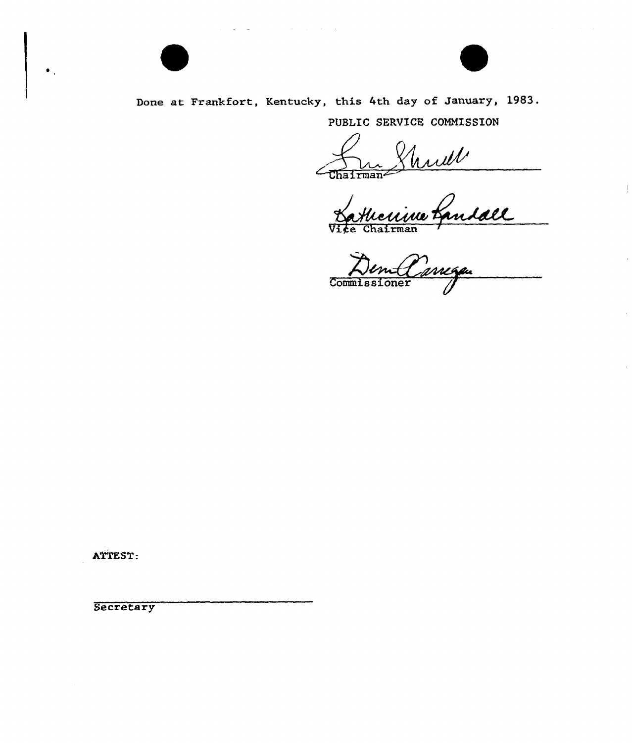Done at Frankfort, Kentucky, this 4th day of January, 1983.

PUBLIC SERVICE COMMISSION

Chairman

Vice Chairman

Commissioner

ATTEST:

Secretary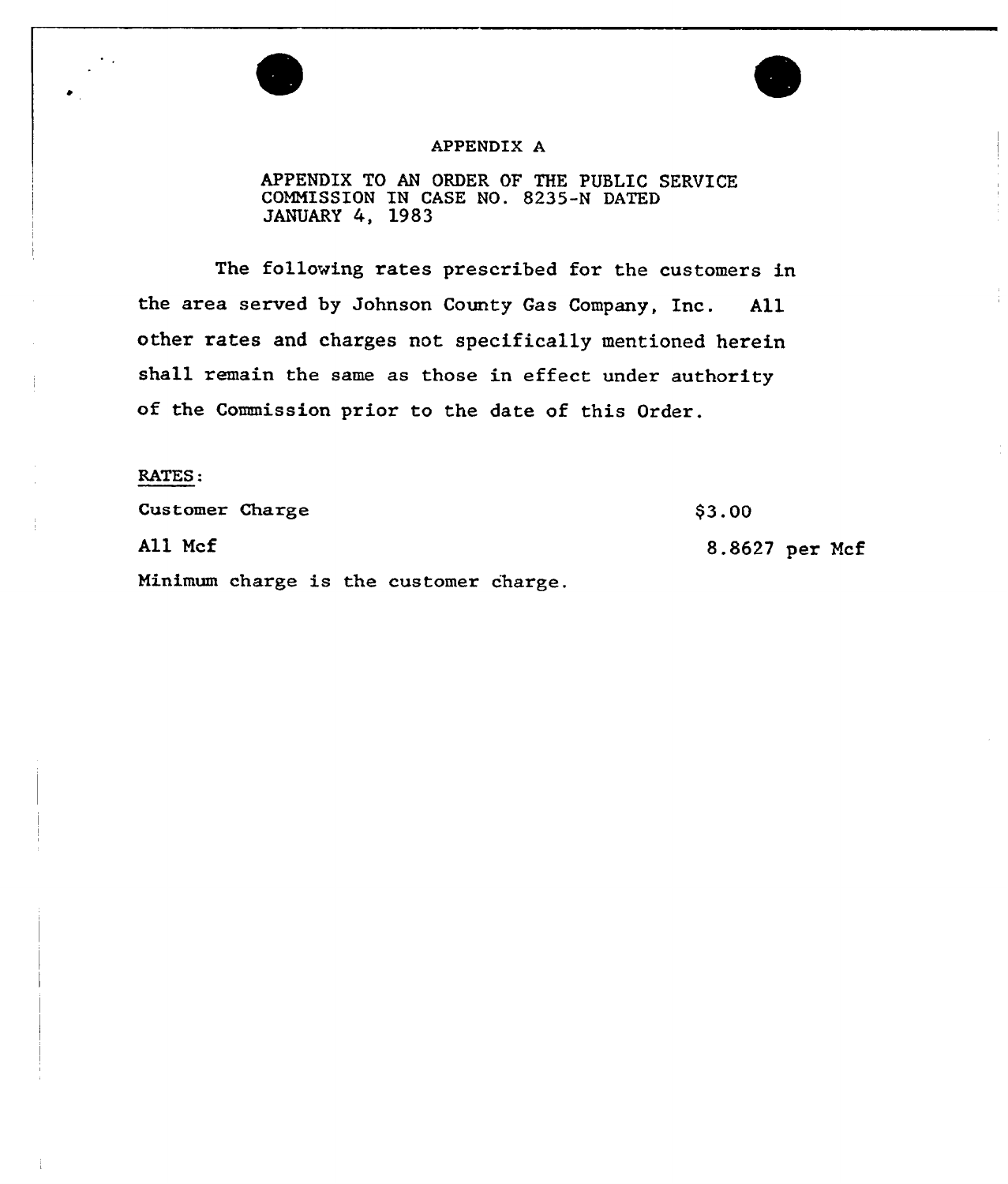# APPENDIX A

APPENDIX TO AN ORDER OF THE PUBLIC SERVICE COMMISSION IN CASE NO. 8235-N DATED JANUARY 4, 1983

The following rates prescribed for the customers in the area served by Johnson County Gas Company, Inc. All other rates and charges not specifically mentioned herein shall remain the same as those in effect under authority of the Commission prior to the date of this Order.

RATES:

| | |
|---|---|
| Customer Charge | $3.00 |
| All Mcf | 8.8627 per Mcf |

Minimum charge is the customer charge.